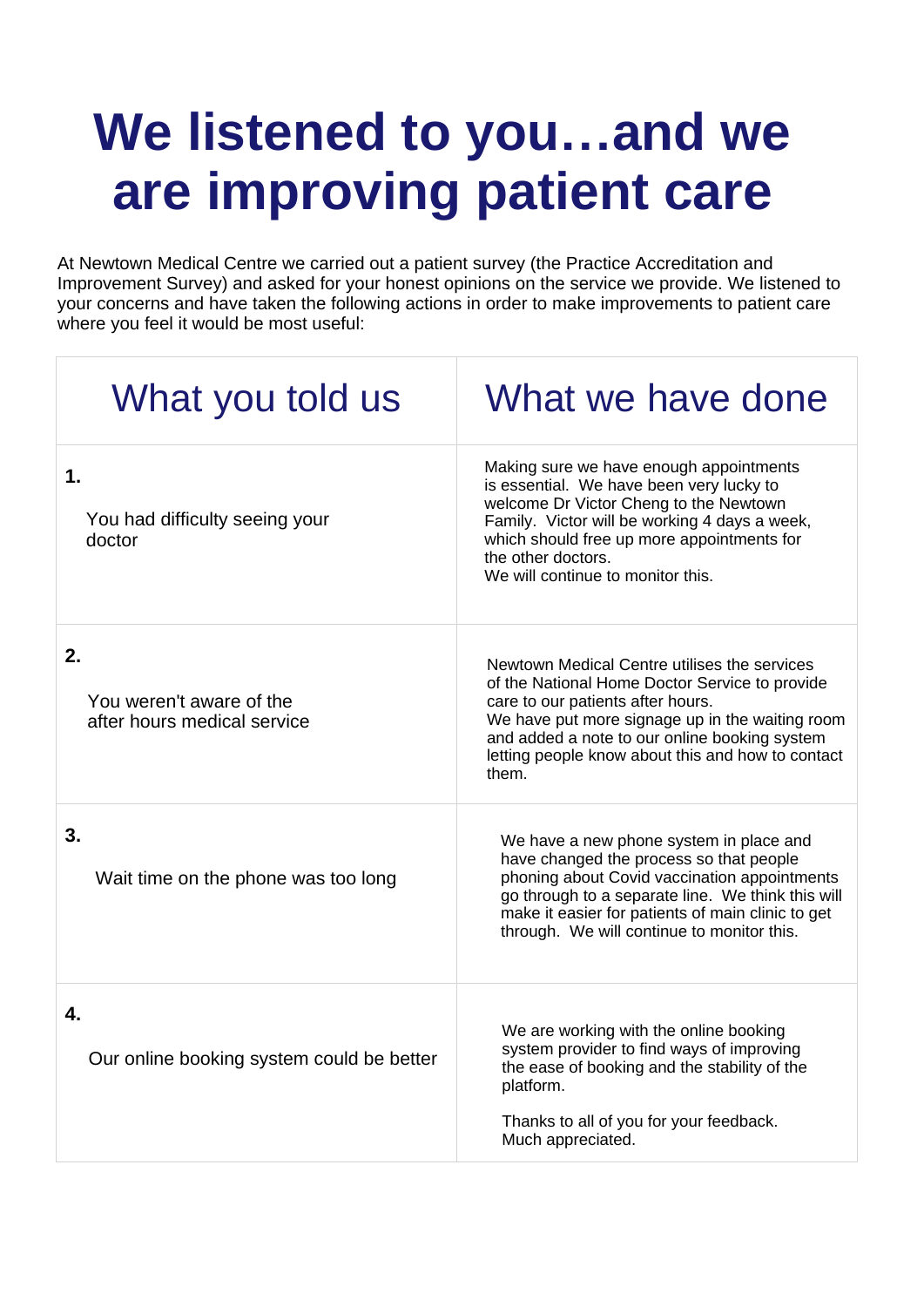# We listened to you…and we are improving patient care

At Newtown Medical Centre we carried out a patient survey (the Practice Accreditation and Improvement Survey) and asked for your honest opinions on the service we provide. We listened to your concerns and have taken the following actions in order to make improvements to patient care where you feel it would be most useful:

| What you told us | What we have done |
|---|---|
| **1.** You had difficulty seeing your doctor | Making sure we have enough appointments is essential. We have been very lucky to welcome Dr Victor Cheng to the Newtown Family. Victor will be working 4 days a week, which should free up more appointments for the other doctors. We will continue to monitor this. |
| **2.** You weren't aware of the after hours medical service | Newtown Medical Centre utilises the services of the National Home Doctor Service to provide care to our patients after hours. We have put more signage up in the waiting room and added a note to our online booking system letting people know about this and how to contact them. |
| **3.** Wait time on the phone was too long | We have a new phone system in place and have changed the process so that people phoning about Covid vaccination appointments go through to a separate line. We think this will make it easier for patients of main clinic to get through. We will continue to monitor this. |
| **4.** Our online booking system could be better | We are working with the online booking system provider to find ways of improving the ease of booking and the stability of the platform.<br><br>Thanks to all of you for your feedback. Much appreciated. |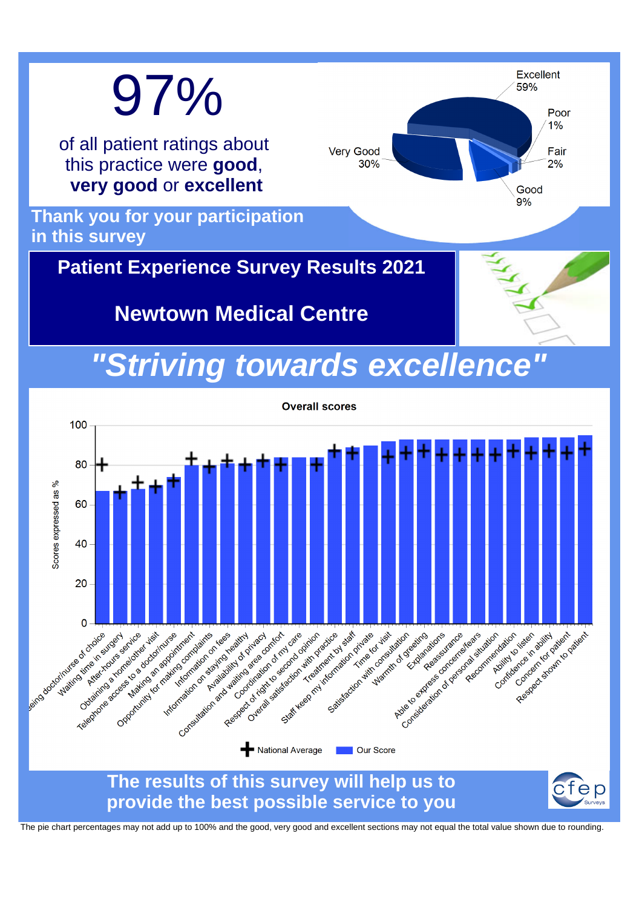# 97%

of all patient ratings about this practice were **good**, **very good** or **excellent**

Excellent
59%
Poor
1%
Fair
2%
Good
9%
Very Good
30%

**Thank you for your participation in this survey**

## Patient Experience Survey Results 2021

## Newtown Medical Centre

# *"Striving towards excellence"*

**Overall scores**

100
80
60
40
20
0

Scores expressed as %

Seeing doctor/nurse of choice
Waiting time in surgery
After-hours service
Obtaining a home/other visit
Telephone access to a doctor/nurse
Making an appointment
Opportunity for making complaints
Information on fees
Information on staying healthy
Availability of privacy
Consultation and waiting area comfort
Coordination of my care
Respect of right to second opinion
Overall satisfaction with practice
Treatment by staff
Staff keep my information private
Time for visit
Satisfaction with consultation
Warmth of greeting
Explanations
Reassurance
Able to express concerns/fears
Consideration of personal situation
Recommendation
Ability to listen
Confidence in ability
Concern for patient
Respect shown to patient

National Average
Our Score

**The results of this survey will help us to provide the best possible service to you**

cfep Surveys

The pie chart percentages may not add up to 100% and the good, very good and excellent sections may not equal the total value shown due to rounding.